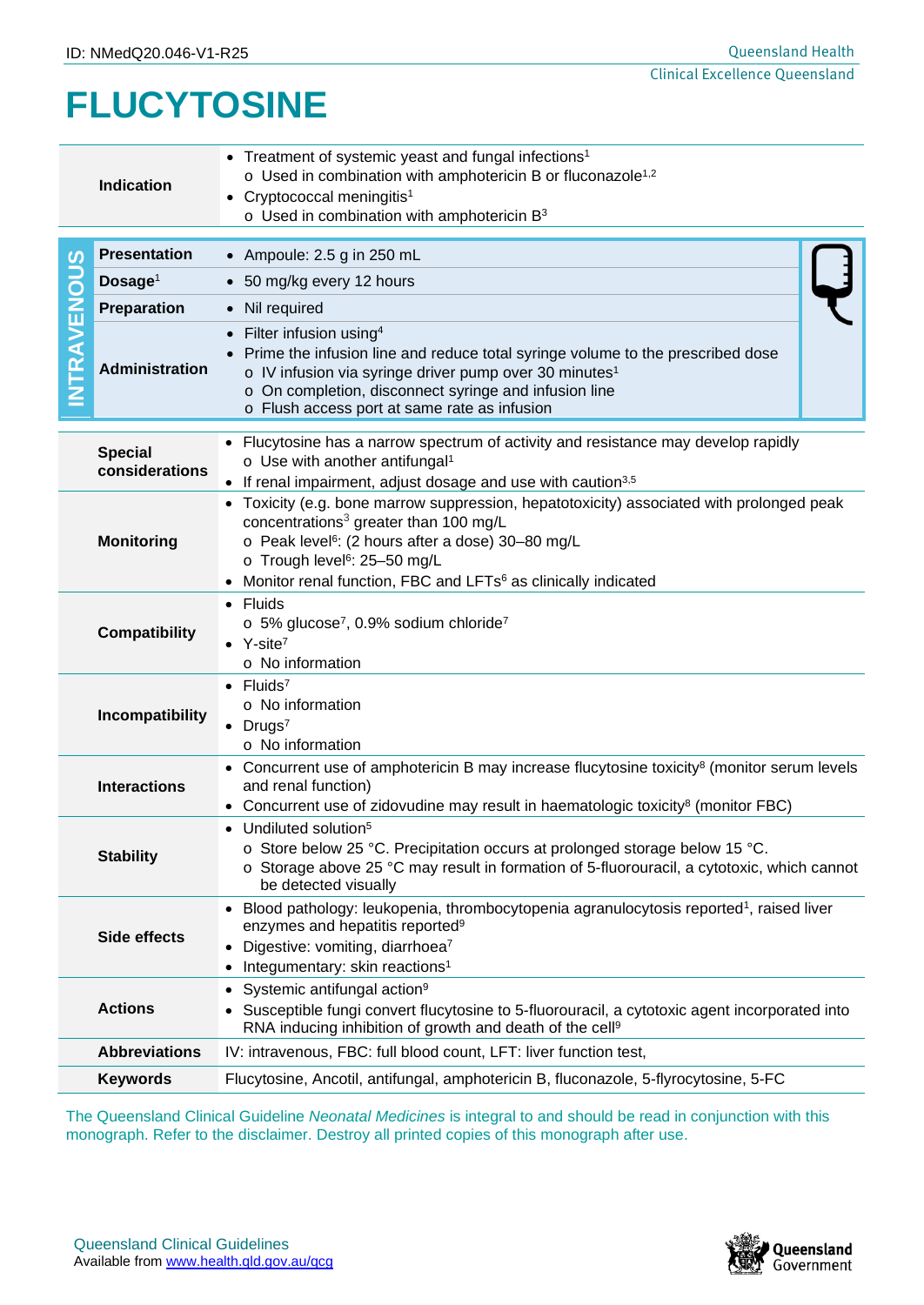ID: NMedQ20.046-V1-R25

Queensland Health
Clinical Excellence Queensland

# FLUCYTOSINE

| | |
|---|---|
| **Indication** | • Treatment of systemic yeast and fungal infections[1]<br>  o Used in combination with amphotericin B or fluconazole[1,2]<br>• Cryptococcal meningitis[1]<br>  o Used in combination with amphotericin B[3] |

**INTRAVENOUS**

| | |
|---|---|
| **Presentation** | • Ampoule: 2.5 g in 250 mL |
| **Dosage**[1] | • 50 mg/kg every 12 hours |
| **Preparation** | • Nil required |
| **Administration** | • Filter infusion using[4]<br>• Prime the infusion line and reduce total syringe volume to the prescribed dose<br>  o IV infusion via syringe driver pump over 30 minutes[1]<br>  o On completion, disconnect syringe and infusion line<br>  o Flush access port at same rate as infusion |

| | |
|---|---|
| **Special considerations** | • Flucytosine has a narrow spectrum of activity and resistance may develop rapidly<br>  o Use with another antifungal[1]<br>• If renal impairment, adjust dosage and use with caution[3,5] |
| **Monitoring** | • Toxicity (e.g. bone marrow suppression, hepatotoxicity) associated with prolonged peak concentrations[3] greater than 100 mg/L<br>  o Peak level[6]: (2 hours after a dose) 30–80 mg/L<br>  o Trough level[6]: 25–50 mg/L<br>• Monitor renal function, FBC and LFTs[6] as clinically indicated |
| **Compatibility** | • Fluids<br>  o 5% glucose[7], 0.9% sodium chloride[7]<br>• Y-site[7]<br>  o No information |
| **Incompatibility** | • Fluids[7]<br>  o No information<br>• Drugs[7]<br>  o No information |
| **Interactions** | • Concurrent use of amphotericin B may increase flucytosine toxicity[8] (monitor serum levels and renal function)<br>• Concurrent use of zidovudine may result in haematologic toxicity[8] (monitor FBC) |
| **Stability** | • Undiluted solution[5]<br>  o Store below 25 °C. Precipitation occurs at prolonged storage below 15 °C.<br>  o Storage above 25 °C may result in formation of 5-fluorouracil, a cytotoxic, which cannot be detected visually |
| **Side effects** | • Blood pathology: leukopenia, thrombocytopenia agranulocytosis reported[1], raised liver enzymes and hepatitis reported[9]<br>• Digestive: vomiting, diarrhoea[7]<br>• Integumentary: skin reactions[1] |
| **Actions** | • Systemic antifungal action[9]<br>• Susceptible fungi convert flucytosine to 5-fluorouracil, a cytotoxic agent incorporated into RNA inducing inhibition of growth and death of the cell[9] |
| **Abbreviations** | IV: intravenous, FBC: full blood count, LFT: liver function test, |
| **Keywords** | Flucytosine, Ancotil, antifungal, amphotericin B, fluconazole, 5-flyrocytosine, 5-FC |

The Queensland Clinical Guideline *Neonatal Medicines* is integral to and should be read in conjunction with this monograph. Refer to the disclaimer. Destroy all printed copies of this monograph after use.

Queensland Clinical Guidelines
Available from www.health.qld.gov.au/qcg

Queensland Government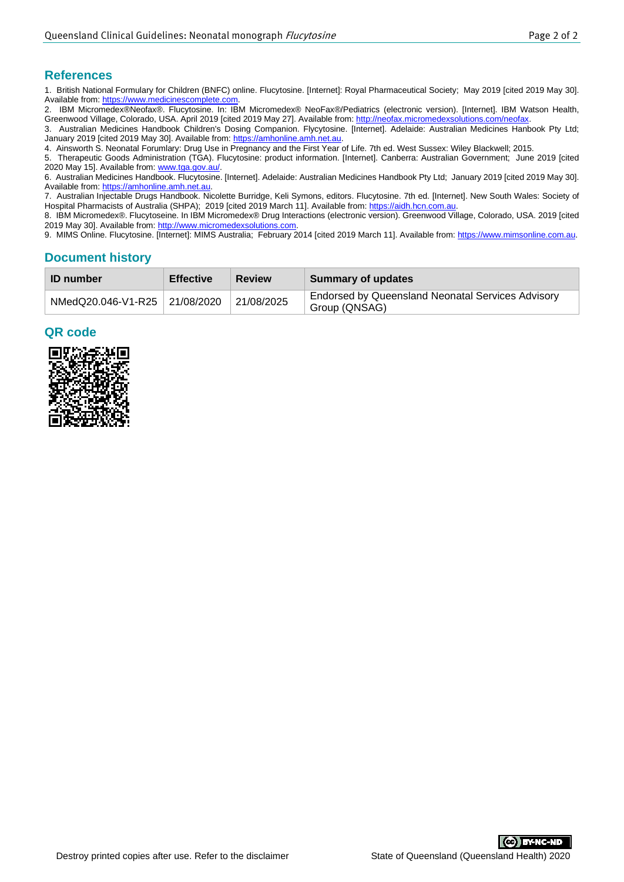## References

1. British National Formulary for Children (BNFC) online. Flucytosine. [Internet]: Royal Pharmaceutical Society; May 2019 [cited 2019 May 30]. Available from: https://www.medicinescomplete.com.
2. IBM Micromedex®Neofax®. Flucytosine. In: IBM Micromedex® NeoFax®/Pediatrics (electronic version). [Internet]. IBM Watson Health, Greenwood Village, Colorado, USA. April 2019 [cited 2019 May 27]. Available from: http://neofax.micromedexsolutions.com/neofax.
3. Australian Medicines Handbook Children's Dosing Companion. Flycytosine. [Internet]. Adelaide: Australian Medicines Hanbook Pty Ltd; January 2019 [cited 2019 May 30]. Available from: https://amhonline.amh.net.au.
4. Ainsworth S. Neonatal Forumlary: Drug Use in Pregnancy and the First Year of Life. 7th ed. West Sussex: Wiley Blackwell; 2015.
5. Therapeutic Goods Administration (TGA). Flucytosine: product information. [Internet]. Canberra: Australian Government; June 2019 [cited 2020 May 15]. Available from: www.tga.gov.au/.
6. Australian Medicines Handbook. Flucytosine. [Internet]. Adelaide: Australian Medicines Handbook Pty Ltd; January 2019 [cited 2019 May 30]. Available from: https://amhonline.amh.net.au.
7. Australian Injectable Drugs Handbook. Nicolette Burridge, Keli Symons, editors. Flucytosine. 7th ed. [Internet]. New South Wales: Society of Hospital Pharmacists of Australia (SHPA); 2019 [cited 2019 March 11]. Available from: https://aidh.hcn.com.au.
8. IBM Micromedex®. Flucytoseine. In IBM Micromedex® Drug Interactions (electronic version). Greenwood Village, Colorado, USA. 2019 [cited 2019 May 30]. Available from: http://www.micromedexsolutions.com.
9. MIMS Online. Flucytosine. [Internet]: MIMS Australia; February 2014 [cited 2019 March 11]. Available from: https://www.mimsonline.com.au.

## Document history

| ID number | Effective | Review | Summary of updates |
|---|---|---|---|
| NMedQ20.046-V1-R25 | 21/08/2020 | 21/08/2025 | Endorsed by Queensland Neonatal Services Advisory Group (QNSAG) |

## QR code

Destroy printed copies after use. Refer to the disclaimer

State of Queensland (Queensland Health) 2020